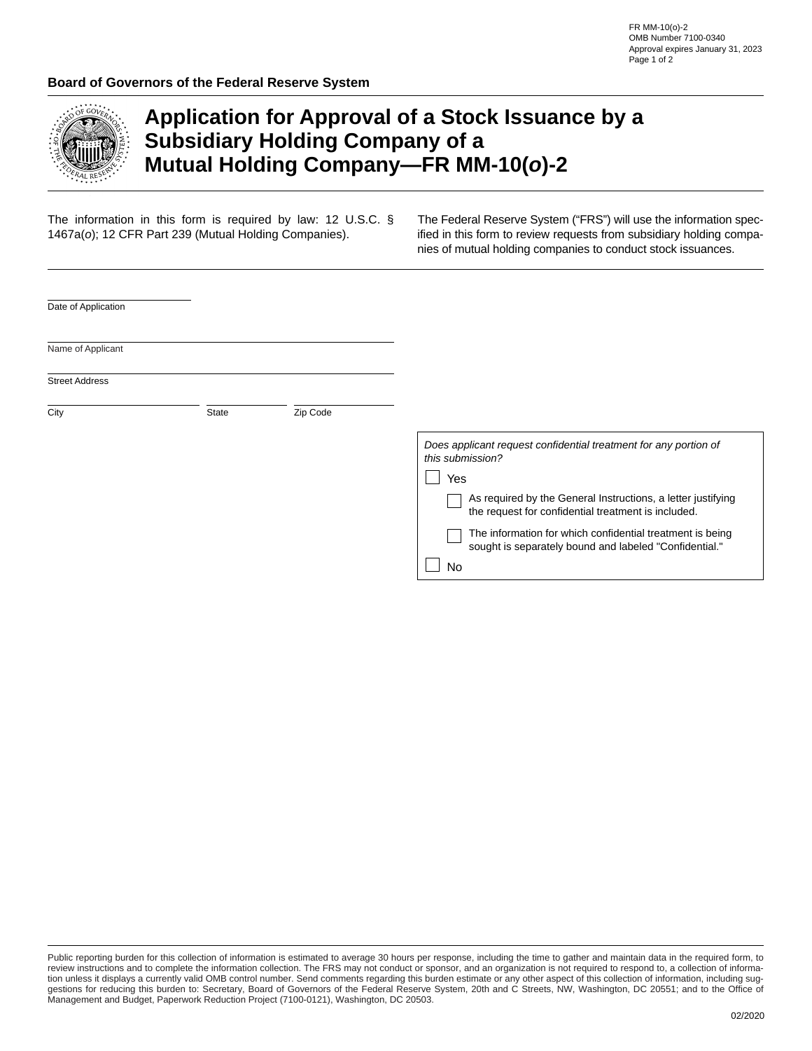FR MM-10(o)-2
OMB Number 7100-0340
Approval expires January 31, 2023

**Board of Governors of the Federal Reserve System**

# Application for Approval of a Stock Issuance by a Subsidiary Holding Company of a Mutual Holding Company—FR MM-10(*o*)-2

The information in this form is required by law: 12 U.S.C. § 1467a(*o*); 12 CFR Part 239 (Mutual Holding Companies).

The Federal Reserve System ("FRS") will use the information specified in this form to review requests from subsidiary holding companies of mutual holding companies to conduct stock issuances.

Date of Application

Name of Applicant

Street Address

City | State | Zip Code

*Does applicant request confidential treatment for any portion of this submission?*

- ☐ Yes
  - ☐ As required by the General Instructions, a letter justifying the request for confidential treatment is included.
  - ☐ The information for which confidential treatment is being sought is separately bound and labeled "Confidential."
- ☐ No

Public reporting burden for this collection of information is estimated to average 30 hours per response, including the time to gather and maintain data in the required form, to review instructions and to complete the information collection. The FRS may not conduct or sponsor, and an organization is not required to respond to, a collection of information unless it displays a currently valid OMB control number. Send comments regarding this burden estimate or any other aspect of this collection of information, including suggestions for reducing this burden to: Secretary, Board of Governors of the Federal Reserve System, 20th and C Streets, NW, Washington, DC 20551; and to the Office of Management and Budget, Paperwork Reduction Project (7100-0121), Washington, DC 20503.

02/2020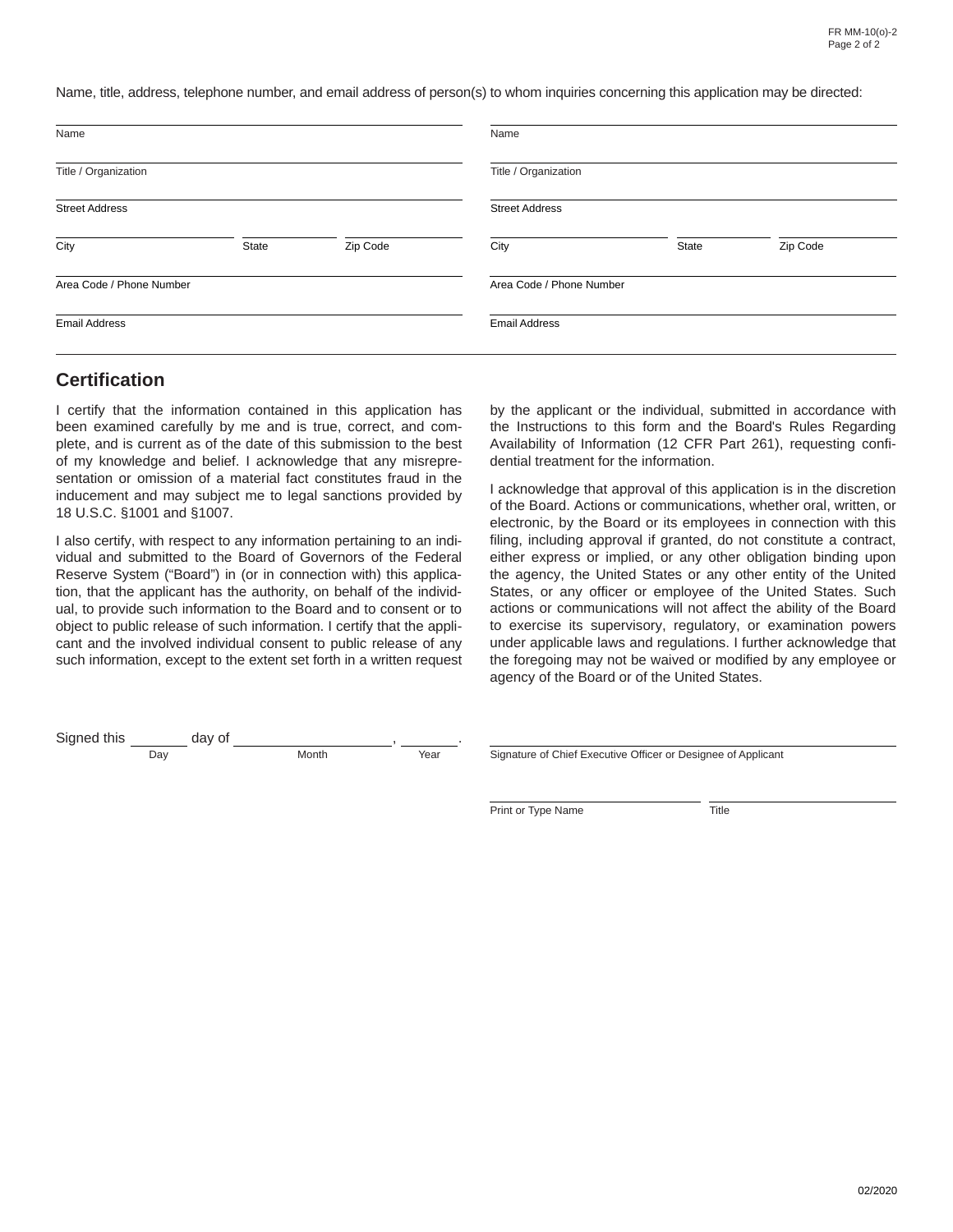Name, title, address, telephone number, and email address of person(s) to whom inquiries concerning this application may be directed:

| | |
|---|---|
| Name | Name |
| Title / Organization | Title / Organization |
| Street Address | Street Address |
| City / State / Zip Code | City / State / Zip Code |
| Area Code / Phone Number | Area Code / Phone Number |
| Email Address | Email Address |

## Certification

I certify that the information contained in this application has been examined carefully by me and is true, correct, and complete, and is current as of the date of this submission to the best of my knowledge and belief. I acknowledge that any misrepresentation or omission of a material fact constitutes fraud in the inducement and may subject me to legal sanctions provided by 18 U.S.C. §1001 and §1007.

I also certify, with respect to any information pertaining to an individual and submitted to the Board of Governors of the Federal Reserve System ("Board") in (or in connection with) this application, that the applicant has the authority, on behalf of the individual, to provide such information to the Board and to consent or to object to public release of such information. I certify that the applicant and the involved individual consent to public release of any such information, except to the extent set forth in a written request by the applicant or the individual, submitted in accordance with the Instructions to this form and the Board's Rules Regarding Availability of Information (12 CFR Part 261), requesting confidential treatment for the information.

I acknowledge that approval of this application is in the discretion of the Board. Actions or communications, whether oral, written, or electronic, by the Board or its employees in connection with this filing, including approval if granted, do not constitute a contract, either express or implied, or any other obligation binding upon the agency, the United States or any other entity of the United States, or any officer or employee of the United States. Such actions or communications will not affect the ability of the Board to exercise its supervisory, regulatory, or examination powers under applicable laws and regulations. I further acknowledge that the foregoing may not be waived or modified by any employee or agency of the Board or of the United States.

Signed this ________ day of ____________________, ________.
Day Month Year

Signature of Chief Executive Officer or Designee of Applicant

Print or Type Name

Title

02/2020